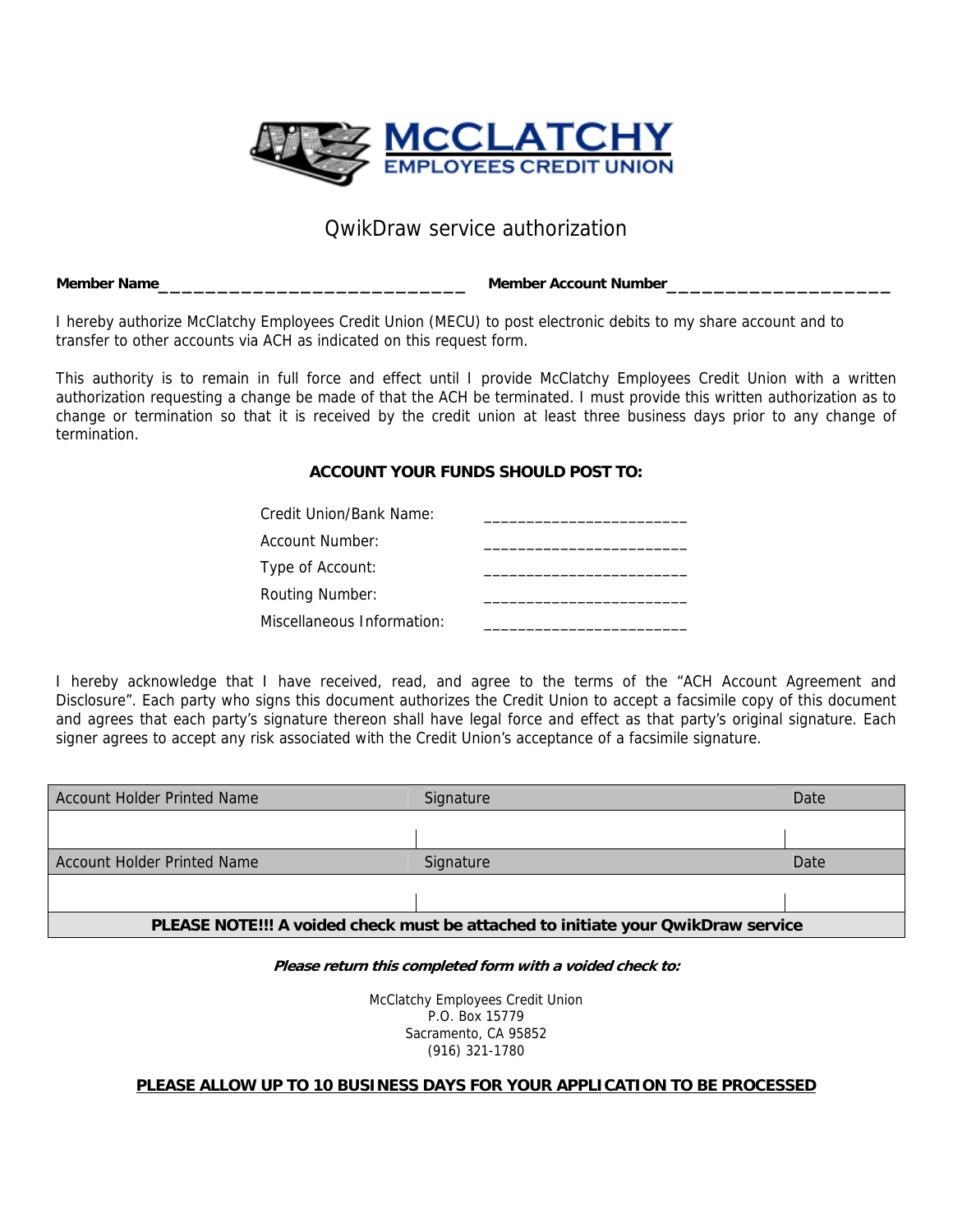# McCLATCHY EMPLOYEES CREDIT UNION

## QwikDraw service authorization

**Member Name**_____________________________ **Member Account Number**_____________________

I hereby authorize McClatchy Employees Credit Union (MECU) to post electronic debits to my share account and to transfer to other accounts via ACH as indicated on this request form.

This authority is to remain in full force and effect until I provide McClatchy Employees Credit Union with a written authorization requesting a change be made of that the ACH be terminated. I must provide this written authorization as to change or termination so that it is received by the credit union at least three business days prior to any change of termination.

### ACCOUNT YOUR FUNDS SHOULD POST TO:

Credit Union/Bank Name: ________________________

Account Number: ________________________

Type of Account: ________________________

Routing Number: ________________________

Miscellaneous Information: ________________________

I hereby acknowledge that I have received, read, and agree to the terms of the "ACH Account Agreement and Disclosure". Each party who signs this document authorizes the Credit Union to accept a facsimile copy of this document and agrees that each party's signature thereon shall have legal force and effect as that party's original signature. Each signer agrees to accept any risk associated with the Credit Union's acceptance of a facsimile signature.

| Account Holder Printed Name | Signature | Date |
|---|---|---|
| | | |
| Account Holder Printed Name | Signature | Date |
| | | |
| **PLEASE NOTE!!! A voided check must be attached to initiate your QwikDraw service** | | |

***Please return this completed form with a voided check to:***

McClatchy Employees Credit Union
P.O. Box 15779
Sacramento, CA 95852
(916) 321-1780

**PLEASE ALLOW UP TO 10 BUSINESS DAYS FOR YOUR APPLICATION TO BE PROCESSED**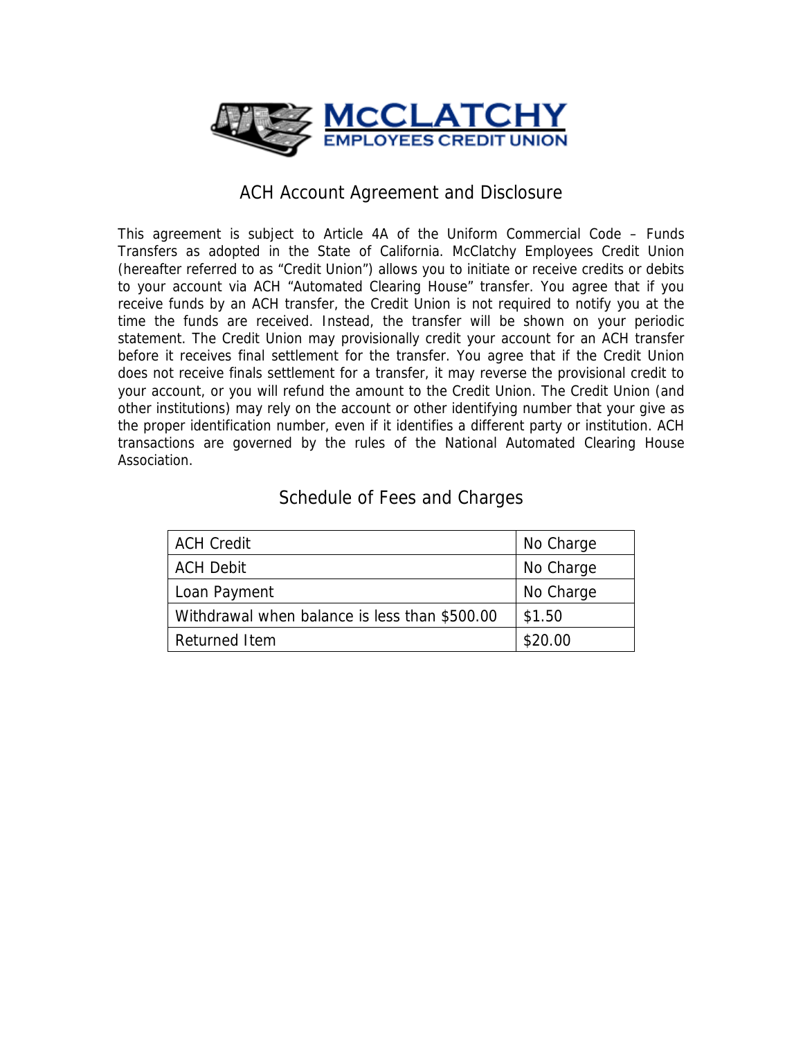# McCLATCHY EMPLOYEES CREDIT UNION

## ACH Account Agreement and Disclosure

This agreement is subject to Article 4A of the Uniform Commercial Code – Funds Transfers as adopted in the State of California. McClatchy Employees Credit Union (hereafter referred to as "Credit Union") allows you to initiate or receive credits or debits to your account via ACH "Automated Clearing House" transfer. You agree that if you receive funds by an ACH transfer, the Credit Union is not required to notify you at the time the funds are received. Instead, the transfer will be shown on your periodic statement. The Credit Union may provisionally credit your account for an ACH transfer before it receives final settlement for the transfer. You agree that if the Credit Union does not receive finals settlement for a transfer, it may reverse the provisional credit to your account, or you will refund the amount to the Credit Union. The Credit Union (and other institutions) may rely on the account or other identifying number that your give as the proper identification number, even if it identifies a different party or institution. ACH transactions are governed by the rules of the National Automated Clearing House Association.

## Schedule of Fees and Charges

| | |
|---|---|
| ACH Credit | No Charge |
| ACH Debit | No Charge |
| Loan Payment | No Charge |
| Withdrawal when balance is less than $500.00 | $1.50 |
| Returned Item | $20.00 |